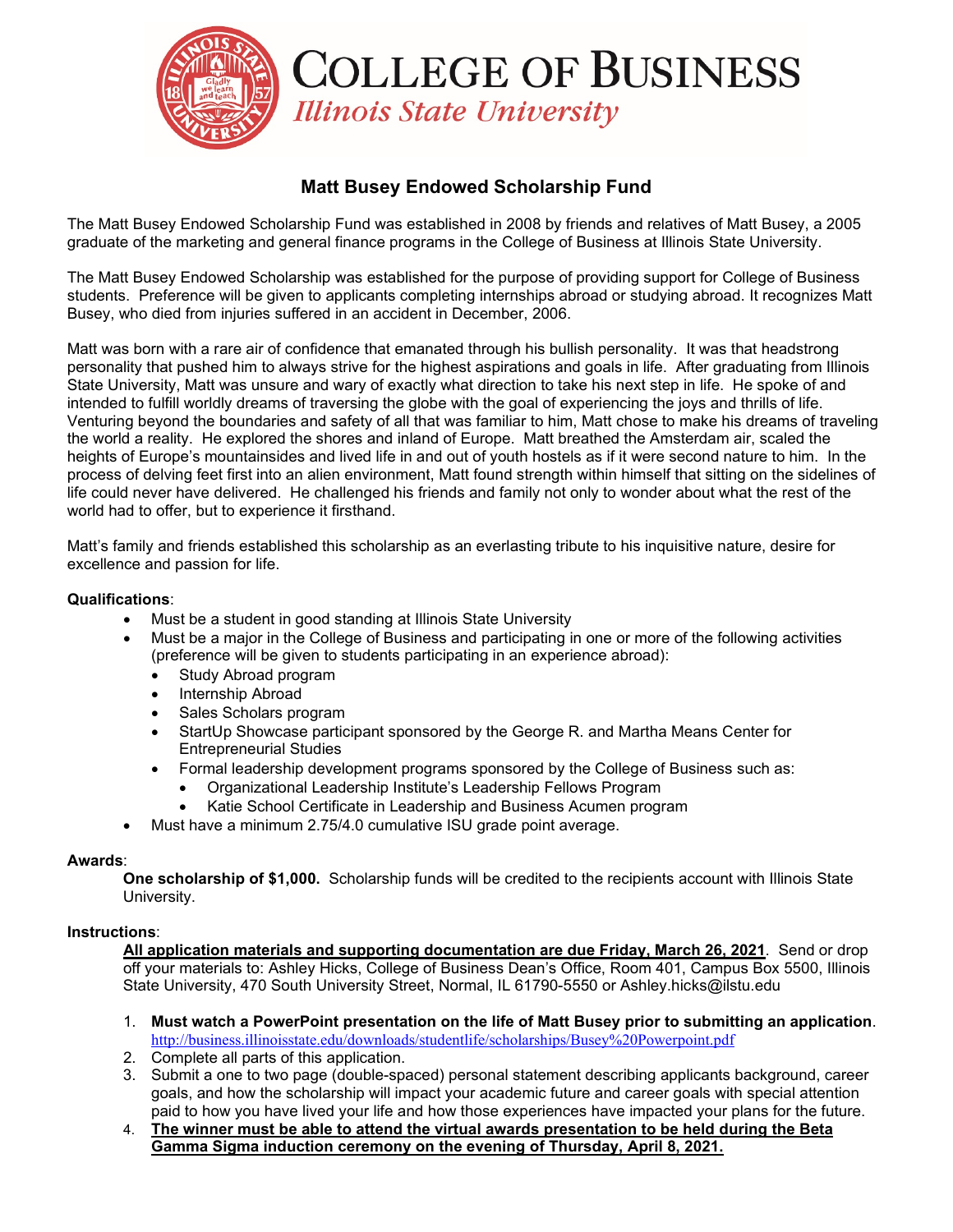# COLLEGE OF BUSINESS

*Illinois State University*

## Matt Busey Endowed Scholarship Fund

The Matt Busey Endowed Scholarship Fund was established in 2008 by friends and relatives of Matt Busey, a 2005 graduate of the marketing and general finance programs in the College of Business at Illinois State University.

The Matt Busey Endowed Scholarship was established for the purpose of providing support for College of Business students. Preference will be given to applicants completing internships abroad or studying abroad. It recognizes Matt Busey, who died from injuries suffered in an accident in December, 2006.

Matt was born with a rare air of confidence that emanated through his bullish personality. It was that headstrong personality that pushed him to always strive for the highest aspirations and goals in life. After graduating from Illinois State University, Matt was unsure and wary of exactly what direction to take his next step in life. He spoke of and intended to fulfill worldly dreams of traversing the globe with the goal of experiencing the joys and thrills of life. Venturing beyond the boundaries and safety of all that was familiar to him, Matt chose to make his dreams of traveling the world a reality. He explored the shores and inland of Europe. Matt breathed the Amsterdam air, scaled the heights of Europe's mountainsides and lived life in and out of youth hostels as if it were second nature to him. In the process of delving feet first into an alien environment, Matt found strength within himself that sitting on the sidelines of life could never have delivered. He challenged his friends and family not only to wonder about what the rest of the world had to offer, but to experience it firsthand.

Matt's family and friends established this scholarship as an everlasting tribute to his inquisitive nature, desire for excellence and passion for life.

**Qualifications**:

- Must be a student in good standing at Illinois State University
- Must be a major in the College of Business and participating in one or more of the following activities (preference will be given to students participating in an experience abroad):
  - Study Abroad program
  - Internship Abroad
  - Sales Scholars program
  - StartUp Showcase participant sponsored by the George R. and Martha Means Center for Entrepreneurial Studies
  - Formal leadership development programs sponsored by the College of Business such as:
    - Organizational Leadership Institute's Leadership Fellows Program
    - Katie School Certificate in Leadership and Business Acumen program
- Must have a minimum 2.75/4.0 cumulative ISU grade point average.

**Awards**:

**One scholarship of $1,000.** Scholarship funds will be credited to the recipients account with Illinois State University.

**Instructions**:

**<u>All application materials and supporting documentation are due Friday, March 26, 2021</u>**. Send or drop off your materials to: Ashley Hicks, College of Business Dean's Office, Room 401, Campus Box 5500, Illinois State University, 470 South University Street, Normal, IL 61790-5550 or Ashley.hicks@ilstu.edu

1. **Must watch a PowerPoint presentation on the life of Matt Busey prior to submitting an application**. http://business.illinoisstate.edu/downloads/studentlife/scholarships/Busey%20Powerpoint.pdf
2. Complete all parts of this application.
3. Submit a one to two page (double-spaced) personal statement describing applicants background, career goals, and how the scholarship will impact your academic future and career goals with special attention paid to how you have lived your life and how those experiences have impacted your plans for the future.
4. **<u>The winner must be able to attend the virtual awards presentation to be held during the Beta Gamma Sigma induction ceremony on the evening of Thursday, April 8, 2021.</u>**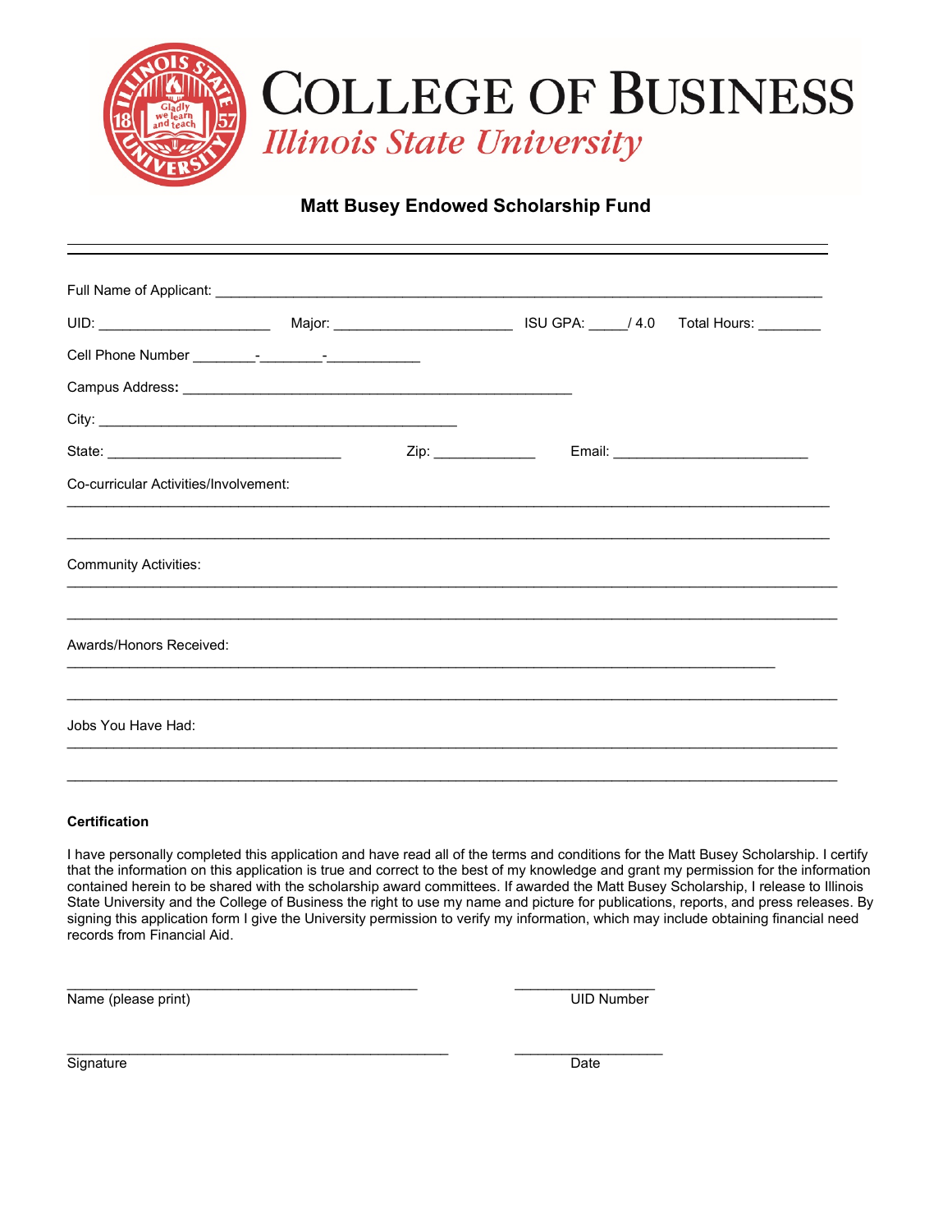# COLLEGE OF BUSINESS
*Illinois State University*

## Matt Busey Endowed Scholarship Fund

---

Full Name of Applicant: ______________________________________________________________________________

UID: ______________________ Major: _______________________ ISU GPA: _____/ 4.0 Total Hours: ________

Cell Phone Number ________-________-____________

Campus Address: ___________________________________________________

City: _______________________________________________

State: ______________________________ Zip: _____________ Email: _________________________

Co-curricular Activities/Involvement:

_____________________________________________________________________________________________

_____________________________________________________________________________________________

Community Activities:

_____________________________________________________________________________________________

_____________________________________________________________________________________________

Awards/Honors Received:

_____________________________________________________________________________________________

_____________________________________________________________________________________________

Jobs You Have Had:

_____________________________________________________________________________________________

_____________________________________________________________________________________________

**Certification**

I have personally completed this application and have read all of the terms and conditions for the Matt Busey Scholarship. I certify that the information on this application is true and correct to the best of my knowledge and grant my permission for the information contained herein to be shared with the scholarship award committees. If awarded the Matt Busey Scholarship, I release to Illinois State University and the College of Business the right to use my name and picture for publications, reports, and press releases. By signing this application form I give the University permission to verify my information, which may include obtaining financial need records from Financial Aid.

______________________________________________ ___________________

Name (please print) UID Number

__________________________________________________ ____________________

Signature Date